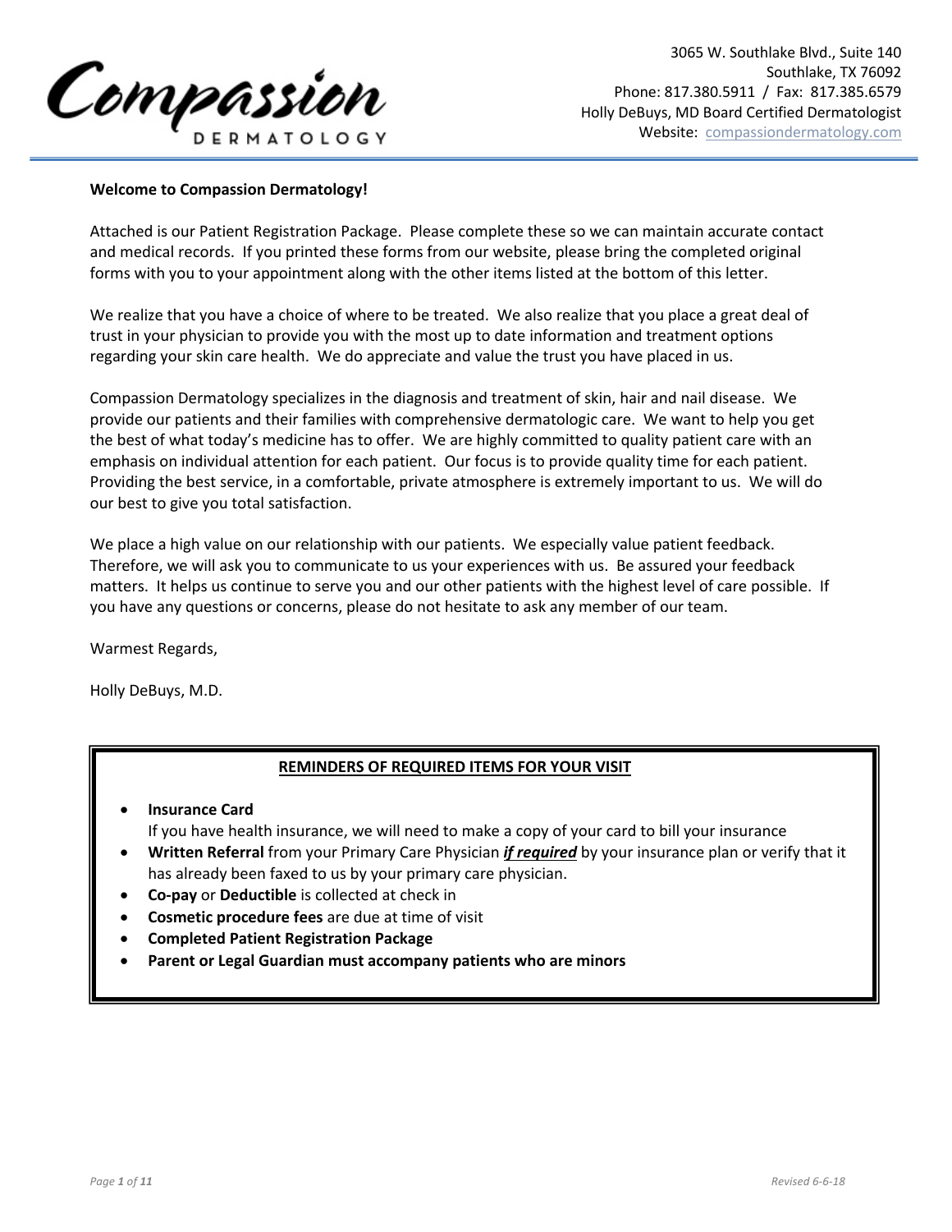# Compassion Dermatology

3065 W. Southlake Blvd., Suite 140
Southlake, TX 76092
Phone: 817.380.5911 / Fax: 817.385.6579
Holly DeBuys, MD Board Certified Dermatologist
Website: compassiondermatology.com

**Welcome to Compassion Dermatology!**

Attached is our Patient Registration Package. Please complete these so we can maintain accurate contact and medical records. If you printed these forms from our website, please bring the completed original forms with you to your appointment along with the other items listed at the bottom of this letter.

We realize that you have a choice of where to be treated. We also realize that you place a great deal of trust in your physician to provide you with the most up to date information and treatment options regarding your skin care health. We do appreciate and value the trust you have placed in us.

Compassion Dermatology specializes in the diagnosis and treatment of skin, hair and nail disease. We provide our patients and their families with comprehensive dermatologic care. We want to help you get the best of what today's medicine has to offer. We are highly committed to quality patient care with an emphasis on individual attention for each patient. Our focus is to provide quality time for each patient. Providing the best service, in a comfortable, private atmosphere is extremely important to us. We will do our best to give you total satisfaction.

We place a high value on our relationship with our patients. We especially value patient feedback. Therefore, we will ask you to communicate to us your experiences with us. Be assured your feedback matters. It helps us continue to serve you and our other patients with the highest level of care possible. If you have any questions or concerns, please do not hesitate to ask any member of our team.

Warmest Regards,

Holly DeBuys, M.D.

**REMINDERS OF REQUIRED ITEMS FOR YOUR VISIT**

- **Insurance Card**
  If you have health insurance, we will need to make a copy of your card to bill your insurance
- **Written Referral** from your Primary Care Physician ***if required*** by your insurance plan or verify that it has already been faxed to us by your primary care physician.
- **Co-pay** or **Deductible** is collected at check in
- **Cosmetic procedure fees** are due at time of visit
- **Completed Patient Registration Package**
- **Parent or Legal Guardian must accompany patients who are minors**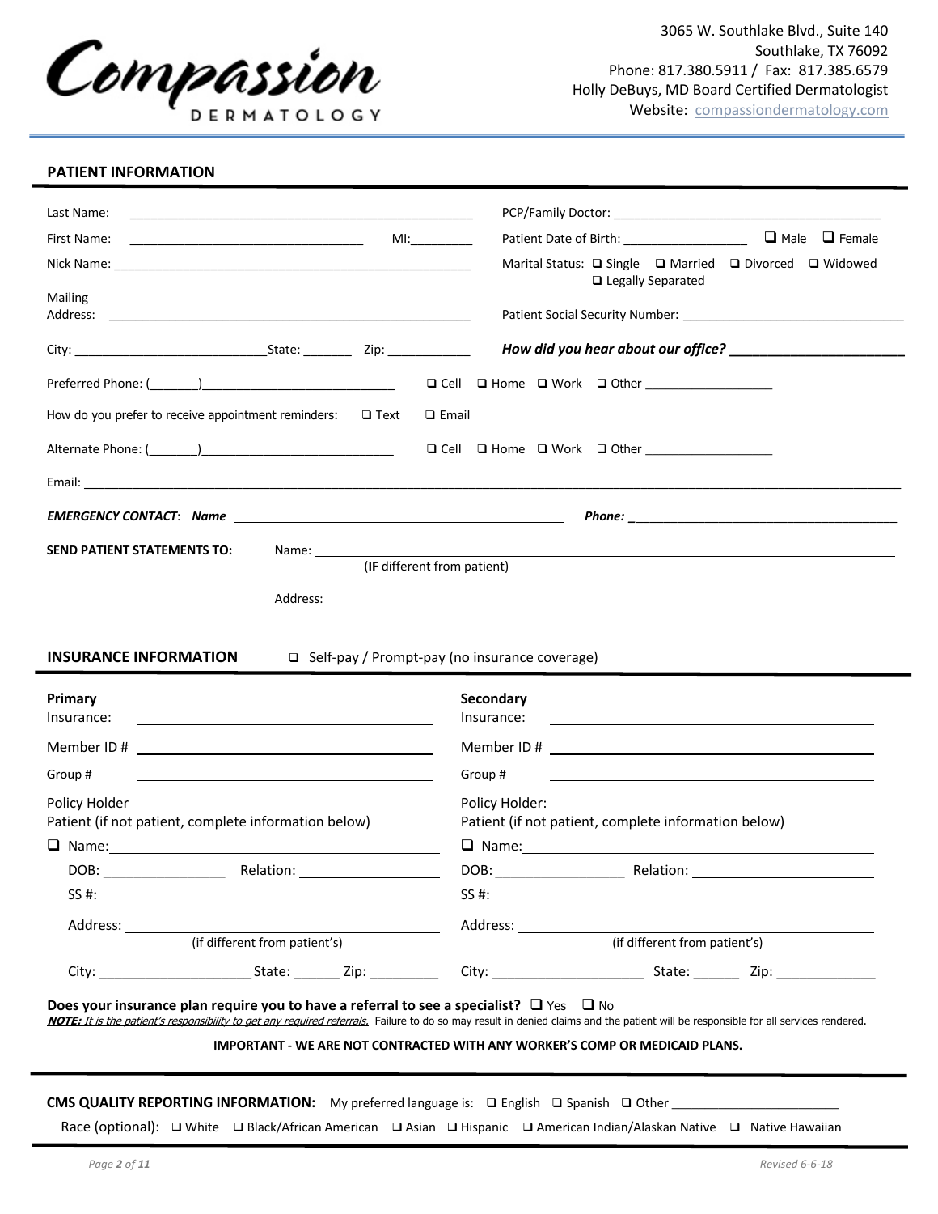Compassion DERMATOLOGY

3065 W. Southlake Blvd., Suite 140
Southlake, TX 76092
Phone: 817.380.5911 / Fax: 817.385.6579
Holly DeBuys, MD Board Certified Dermatologist
Website: compassiondermatology.com

## PATIENT INFORMATION

Last Name: ______________________________

PCP/Family Doctor: ______________________________

First Name: ______________________ MI:________

Patient Date of Birth: ________________ ❑ Male ❑ Female

Nick Name: ______________________________

Marital Status: ❑ Single ❑ Married ❑ Divorced ❑ Widowed ❑ Legally Separated

Mailing Address: ______________________________

Patient Social Security Number: ______________________________

City: ______________________State: _______ Zip: ___________

***How did you hear about our office?*** ______________________

Preferred Phone: (_______)________________________ ❑ Cell ❑ Home ❑ Work ❑ Other __________________

How do you prefer to receive appointment reminders: ❑ Text ❑ Email

Alternate Phone: (_______)________________________ ❑ Cell ❑ Home ❑ Work ❑ Other __________________

Email: ______________________________________________________________

***EMERGENCY CONTACT: Name*** ______________________________ ***Phone:*** ______________________________

**SEND PATIENT STATEMENTS TO:** Name: ______________________________
(**IF** different from patient)

Address: ______________________________

## INSURANCE INFORMATION

❑ Self-pay / Prompt-pay (no insurance coverage)

**Primary**
Insurance: ______________________________

Member ID # ______________________________

Group # ______________________________

Policy Holder
Patient (if not patient, complete information below)

❑ Name: ______________________________

DOB: ________________ Relation: __________________

SS #: ______________________________

Address: ______________________________
(if different from patient's)

City: ____________________State: ______ Zip: _________

**Secondary**
Insurance: ______________________________

Member ID # ______________________________

Group # ______________________________

Policy Holder:
Patient (if not patient, complete information below)

❑ Name: ______________________________

DOB: _________________ Relation: ______________________

SS #: ______________________________

Address: ______________________________
(if different from patient's)

City: ____________________ State: ______ Zip: _____________

**Does your insurance plan require you to have a referral to see a specialist?** ❑ Yes ❑ No

***NOTE:*** *It is the patient's responsibility to get any required referrals.* Failure to do so may result in denied claims and the patient will be responsible for all services rendered.

**IMPORTANT - WE ARE NOT CONTRACTED WITH ANY WORKER'S COMP OR MEDICAID PLANS.**

**CMS QUALITY REPORTING INFORMATION:** My preferred language is: ❑ English ❑ Spanish ❑ Other ______________________

Race (optional): ❑ White ❑ Black/African American ❑ Asian ❑ Hispanic ❑ American Indian/Alaskan Native ❑ Native Hawaiian

*Revised 6-6-18*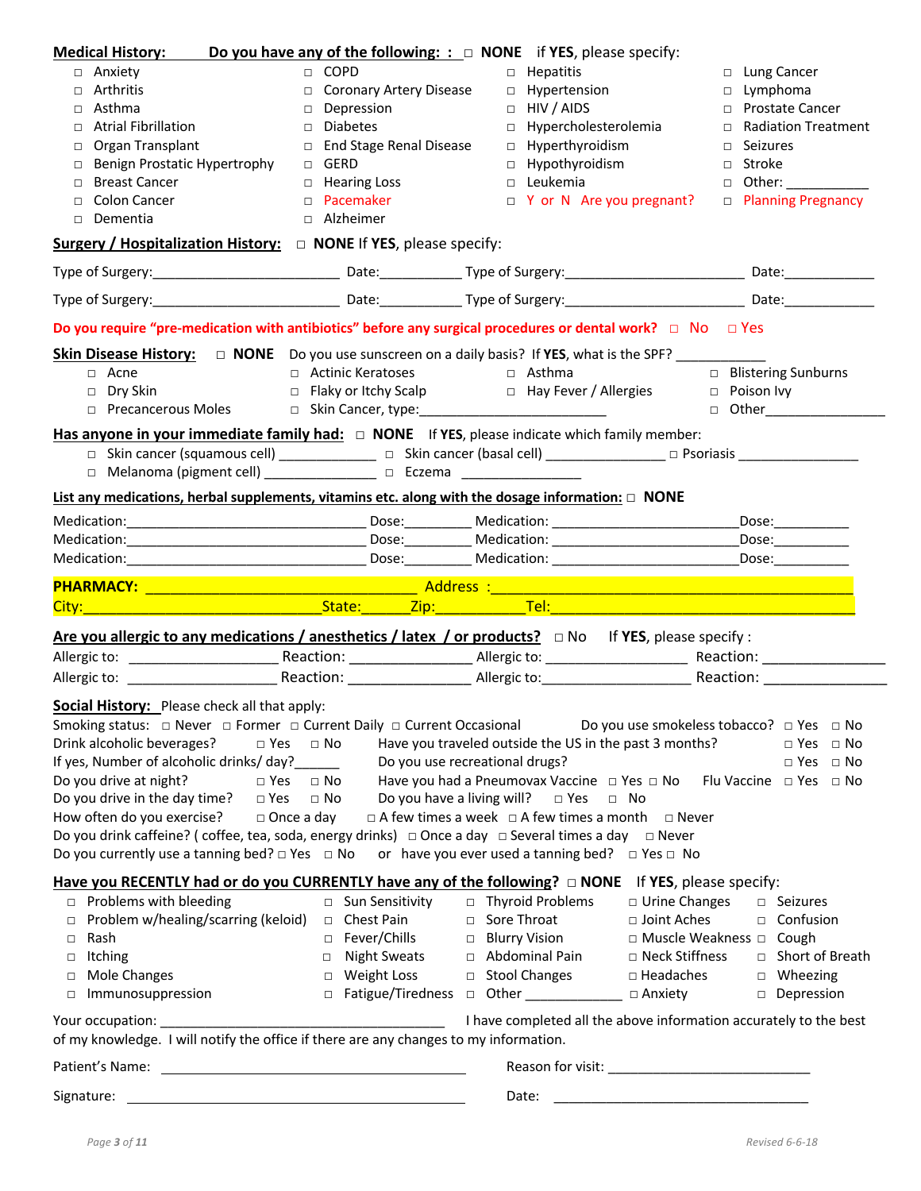**Medical History:** **Do you have any of the following: :** ☐ **NONE** if **YES**, please specify:

| | | | |
|---|---|---|---|
| ☐ Anxiety | ☐ COPD | ☐ Hepatitis | ☐ Lung Cancer |
| ☐ Arthritis | ☐ Coronary Artery Disease | ☐ Hypertension | ☐ Lymphoma |
| ☐ Asthma | ☐ Depression | ☐ HIV / AIDS | ☐ Prostate Cancer |
| ☐ Atrial Fibrillation | ☐ Diabetes | ☐ Hypercholesterolemia | ☐ Radiation Treatment |
| ☐ Organ Transplant | ☐ End Stage Renal Disease | ☐ Hyperthyroidism | ☐ Seizures |
| ☐ Benign Prostatic Hypertrophy | ☐ GERD | ☐ Hypothyroidism | ☐ Stroke |
| ☐ Breast Cancer | ☐ Hearing Loss | ☐ Leukemia | ☐ Other: ___________ |
| ☐ Colon Cancer | ☐ Pacemaker | ☐ Y or N Are you pregnant? | ☐ Planning Pregnancy |
| ☐ Dementia | ☐ Alzheimer | | |

**Surgery / Hospitalization History:** ☐ **NONE** If **YES**, please specify:

Type of Surgery:________________________ Date:__________ Type of Surgery:________________________ Date:____________

Type of Surgery:________________________ Date:__________ Type of Surgery:________________________ Date:____________

**Do you require "pre-medication with antibiotics" before any surgical procedures or dental work?** ☐ No ☐ Yes

**Skin Disease History:** ☐ **NONE** Do you use sunscreen on a daily basis? If **YES**, what is the SPF? ___________

| | | | |
|---|---|---|---|
| ☐ Acne | ☐ Actinic Keratoses | ☐ Asthma | ☐ Blistering Sunburns |
| ☐ Dry Skin | ☐ Flaky or Itchy Scalp | ☐ Hay Fever / Allergies | ☐ Poison Ivy |
| ☐ Precancerous Moles | ☐ Skin Cancer, type:_________________________ | | ☐ Other________________ |

**Has anyone in your immediate family had:** ☐ **NONE** If **YES**, please indicate which family member:

☐ Skin cancer (squamous cell) ____________ ☐ Skin cancer (basal cell) _______________ ☐ Psoriasis _______________

☐ Melanoma (pigment cell) _______________ ☐ Eczema _______________

**List any medications, herbal supplements, vitamins etc. along with the dosage information:** ☐ **NONE**

Medication:________________________________ Dose:________ Medication: _________________________Dose:__________

Medication:________________________________ Dose:________ Medication: _________________________Dose:__________

Medication:________________________________ Dose:________ Medication: _________________________Dose:__________

**PHARMACY:** ___________________________________ Address :_______________________________________________

City:______________________________State:______Zip:__________Tel:________________________________________

**Are you allergic to any medications / anesthetics / latex / or products?** ☐ No If **YES**, please specify :

Allergic to: ___________________ Reaction: _______________ Allergic to: __________________ Reaction: _______________

Allergic to: ___________________ Reaction: _______________ Allergic to:__________________ Reaction: _______________

**Social History:** Please check all that apply:

Smoking status: ☐ Never ☐ Former ☐ Current Daily ☐ Current Occasional Do you use smokeless tobacco? ☐ Yes ☐ No

Drink alcoholic beverages? ☐ Yes ☐ No Have you traveled outside the US in the past 3 months? ☐ Yes ☐ No

If yes, Number of alcoholic drinks/ day?______ Do you use recreational drugs? ☐ Yes ☐ No

Do you drive at night? ☐ Yes ☐ No Have you had a Pneumovax Vaccine ☐ Yes ☐ No Flu Vaccine ☐ Yes ☐ No

Do you drive in the day time? ☐ Yes ☐ No Do you have a living will? ☐ Yes ☐ No

How often do you exercise? ☐ Once a day ☐ A few times a week ☐ A few times a month ☐ Never

Do you drink caffeine? ( coffee, tea, soda, energy drinks) ☐ Once a day ☐ Several times a day ☐ Never

Do you currently use a tanning bed? ☐ Yes ☐ No or have you ever used a tanning bed? ☐ Yes ☐ No

**Have you RECENTLY had or do you CURRENTLY have any of the following?** ☐ **NONE** If **YES**, please specify:

| | | | | |
|---|---|---|---|---|
| ☐ Problems with bleeding | ☐ Sun Sensitivity | ☐ Thyroid Problems | ☐ Urine Changes | ☐ Seizures |
| ☐ Problem w/healing/scarring (keloid) | ☐ Chest Pain | ☐ Sore Throat | ☐ Joint Aches | ☐ Confusion |
| ☐ Rash | ☐ Fever/Chills | ☐ Blurry Vision | ☐ Muscle Weakness | ☐ Cough |
| ☐ Itching | ☐ Night Sweats | ☐ Abdominal Pain | ☐ Neck Stiffness | ☐ Short of Breath |
| ☐ Mole Changes | ☐ Weight Loss | ☐ Stool Changes | ☐ Headaches | ☐ Wheezing |
| ☐ Immunosuppression | ☐ Fatigue/Tiredness | ☐ Other _____________ | ☐ Anxiety | ☐ Depression |

Your occupation: ____________________________________ I have completed all the above information accurately to the best of my knowledge. I will notify the office if there are any changes to my information.

Patient's Name: ____________________________________ Reason for visit: __________________________

Signature: ____________________________________ Date: ________________________________

Revised 6-6-18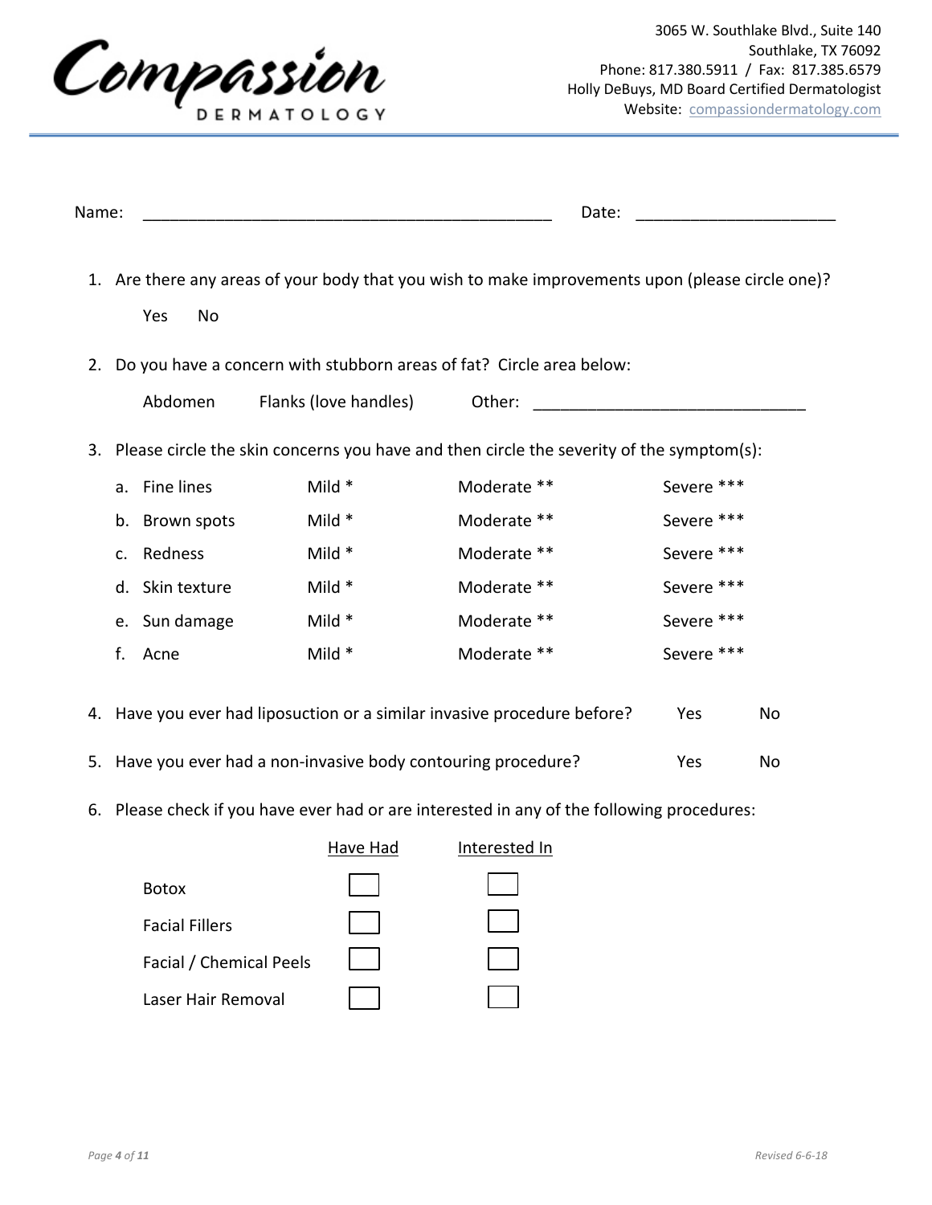Compassion DERMATOLOGY

3065 W. Southlake Blvd., Suite 140
Southlake, TX 76092
Phone: 817.380.5911 / Fax: 817.385.6579
Holly DeBuys, MD Board Certified Dermatologist
Website: compassiondermatology.com

Name: _______________________________________________ Date: ______________________

1. Are there any areas of your body that you wish to make improvements upon (please circle one)?

   Yes No

2. Do you have a concern with stubborn areas of fat? Circle area below:

   Abdomen Flanks (love handles) Other: ______________________________

3. Please circle the skin concerns you have and then circle the severity of the symptom(s):

   a. Fine lines Mild * Moderate ** Severe ***
   b. Brown spots Mild * Moderate ** Severe ***
   c. Redness Mild * Moderate ** Severe ***
   d. Skin texture Mild * Moderate ** Severe ***
   e. Sun damage Mild * Moderate ** Severe ***
   f. Acne Mild * Moderate ** Severe ***

4. Have you ever had liposuction or a similar invasive procedure before? Yes No

5. Have you ever had a non-invasive body contouring procedure? Yes No

6. Please check if you have ever had or are interested in any of the following procedures:

| | Have Had | Interested In |
|---|---|---|
| Botox | ☐ | ☐ |
| Facial Fillers | ☐ | ☐ |
| Facial / Chemical Peels | ☐ | ☐ |
| Laser Hair Removal | ☐ | ☐ |

Revised 6-6-18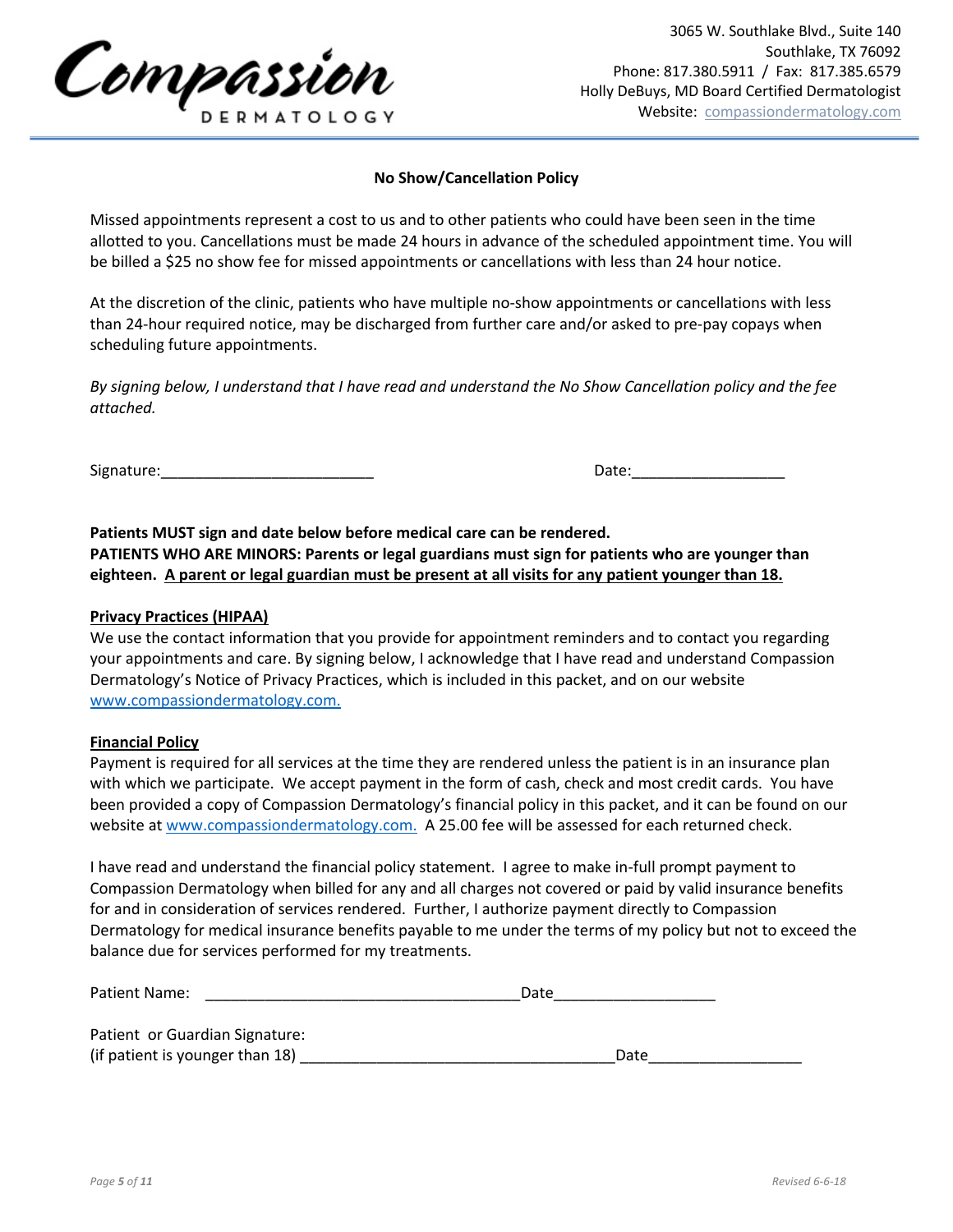Compassion DERMATOLOGY

3065 W. Southlake Blvd., Suite 140
Southlake, TX 76092
Phone: 817.380.5911 / Fax: 817.385.6579
Holly DeBuys, MD Board Certified Dermatologist
Website: compassiondermatology.com

## No Show/Cancellation Policy

Missed appointments represent a cost to us and to other patients who could have been seen in the time allotted to you. Cancellations must be made 24 hours in advance of the scheduled appointment time. You will be billed a $25 no show fee for missed appointments or cancellations with less than 24 hour notice.

At the discretion of the clinic, patients who have multiple no-show appointments or cancellations with less than 24-hour required notice, may be discharged from further care and/or asked to pre-pay copays when scheduling future appointments.

*By signing below, I understand that I have read and understand the No Show Cancellation policy and the fee attached.*

Signature:_________________________ Date:__________________

**Patients MUST sign and date below before medical care can be rendered.**
**PATIENTS WHO ARE MINORS: Parents or legal guardians must sign for patients who are younger than eighteen. A parent or legal guardian must be present at all visits for any patient younger than 18.**

**Privacy Practices (HIPAA)**
We use the contact information that you provide for appointment reminders and to contact you regarding your appointments and care. By signing below, I acknowledge that I have read and understand Compassion Dermatology's Notice of Privacy Practices, which is included in this packet, and on our website www.compassiondermatology.com.

**Financial Policy**
Payment is required for all services at the time they are rendered unless the patient is in an insurance plan with which we participate. We accept payment in the form of cash, check and most credit cards. You have been provided a copy of Compassion Dermatology's financial policy in this packet, and it can be found on our website at www.compassiondermatology.com. A 25.00 fee will be assessed for each returned check.

I have read and understand the financial policy statement. I agree to make in-full prompt payment to Compassion Dermatology when billed for any and all charges not covered or paid by valid insurance benefits for and in consideration of services rendered. Further, I authorize payment directly to Compassion Dermatology for medical insurance benefits payable to me under the terms of my policy but not to exceed the balance due for services performed for my treatments.

Patient Name: _____________________________________ Date___________________

Patient or Guardian Signature:
(if patient is younger than 18) _____________________________________ Date__________________

Revised 6-6-18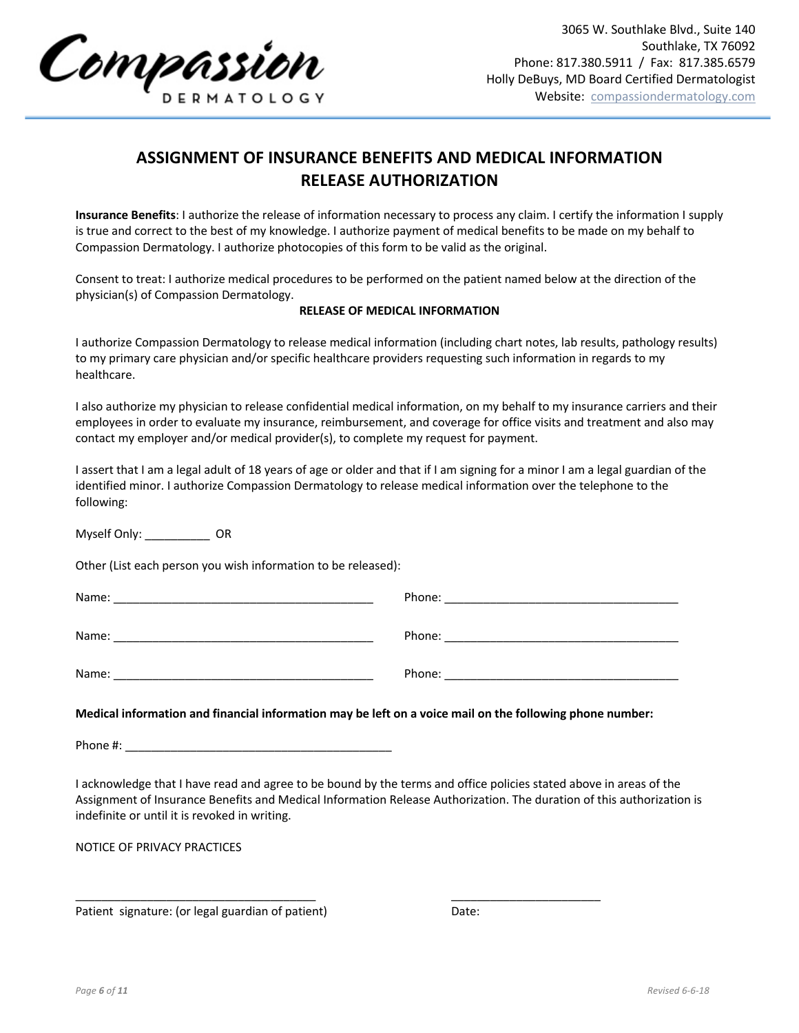Compassion DERMATOLOGY

3065 W. Southlake Blvd., Suite 140
Southlake, TX 76092
Phone: 817.380.5911 / Fax: 817.385.6579
Holly DeBuys, MD Board Certified Dermatologist
Website: compassiondermatology.com

# ASSIGNMENT OF INSURANCE BENEFITS AND MEDICAL INFORMATION RELEASE AUTHORIZATION

**Insurance Benefits**: I authorize the release of information necessary to process any claim. I certify the information I supply is true and correct to the best of my knowledge. I authorize payment of medical benefits to be made on my behalf to Compassion Dermatology. I authorize photocopies of this form to be valid as the original.

Consent to treat: I authorize medical procedures to be performed on the patient named below at the direction of the physician(s) of Compassion Dermatology.

## RELEASE OF MEDICAL INFORMATION

I authorize Compassion Dermatology to release medical information (including chart notes, lab results, pathology results) to my primary care physician and/or specific healthcare providers requesting such information in regards to my healthcare.

I also authorize my physician to release confidential medical information, on my behalf to my insurance carriers and their employees in order to evaluate my insurance, reimbursement, and coverage for office visits and treatment and also may contact my employer and/or medical provider(s), to complete my request for payment.

I assert that I am a legal adult of 18 years of age or older and that if I am signing for a minor I am a legal guardian of the identified minor. I authorize Compassion Dermatology to release medical information over the telephone to the following:

Myself Only: __________ OR

Other (List each person you wish information to be released):

Name: ________________________________________ Phone: ____________________________________

Name: ________________________________________ Phone: ____________________________________

Name: ________________________________________ Phone: ____________________________________

**Medical information and financial information may be left on a voice mail on the following phone number:**

Phone #: __________________________________________

I acknowledge that I have read and agree to be bound by the terms and office policies stated above in areas of the Assignment of Insurance Benefits and Medical Information Release Authorization. The duration of this authorization is indefinite or until it is revoked in writing.

NOTICE OF PRIVACY PRACTICES

_____________________________________ 
Patient signature: (or legal guardian of patient)

_______________________
Date: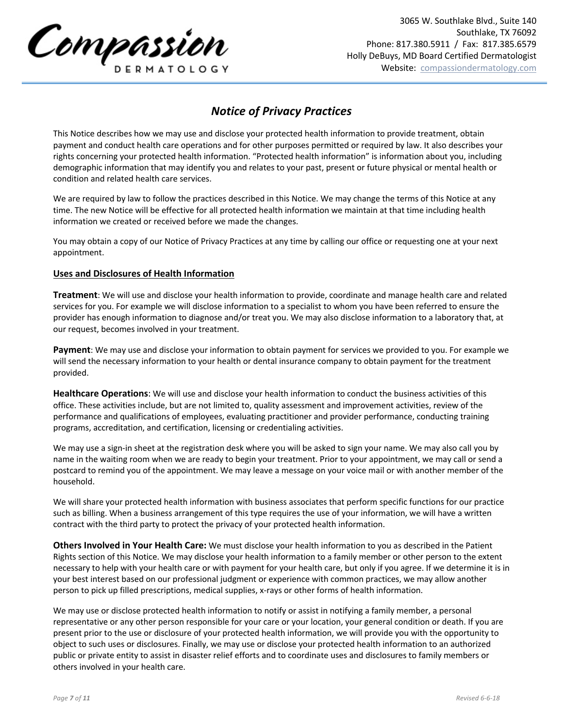Compassion Dermatology

3065 W. Southlake Blvd., Suite 140
Southlake, TX 76092
Phone: 817.380.5911 / Fax: 817.385.6579
Holly DeBuys, MD Board Certified Dermatologist
Website: compassiondermatology.com

# *Notice of Privacy Practices*

This Notice describes how we may use and disclose your protected health information to provide treatment, obtain payment and conduct health care operations and for other purposes permitted or required by law. It also describes your rights concerning your protected health information. "Protected health information" is information about you, including demographic information that may identify you and relates to your past, present or future physical or mental health or condition and related health care services.

We are required by law to follow the practices described in this Notice. We may change the terms of this Notice at any time. The new Notice will be effective for all protected health information we maintain at that time including health information we created or received before we made the changes.

You may obtain a copy of our Notice of Privacy Practices at any time by calling our office or requesting one at your next appointment.

## Uses and Disclosures of Health Information

**Treatment**: We will use and disclose your health information to provide, coordinate and manage health care and related services for you. For example we will disclose information to a specialist to whom you have been referred to ensure the provider has enough information to diagnose and/or treat you. We may also disclose information to a laboratory that, at our request, becomes involved in your treatment.

**Payment**: We may use and disclose your information to obtain payment for services we provided to you. For example we will send the necessary information to your health or dental insurance company to obtain payment for the treatment provided.

**Healthcare Operations**: We will use and disclose your health information to conduct the business activities of this office. These activities include, but are not limited to, quality assessment and improvement activities, review of the performance and qualifications of employees, evaluating practitioner and provider performance, conducting training programs, accreditation, and certification, licensing or credentialing activities.

We may use a sign-in sheet at the registration desk where you will be asked to sign your name. We may also call you by name in the waiting room when we are ready to begin your treatment. Prior to your appointment, we may call or send a postcard to remind you of the appointment. We may leave a message on your voice mail or with another member of the household.

We will share your protected health information with business associates that perform specific functions for our practice such as billing. When a business arrangement of this type requires the use of your information, we will have a written contract with the third party to protect the privacy of your protected health information.

**Others Involved in Your Health Care:** We must disclose your health information to you as described in the Patient Rights section of this Notice. We may disclose your health information to a family member or other person to the extent necessary to help with your health care or with payment for your health care, but only if you agree. If we determine it is in your best interest based on our professional judgment or experience with common practices, we may allow another person to pick up filled prescriptions, medical supplies, x-rays or other forms of health information.

We may use or disclose protected health information to notify or assist in notifying a family member, a personal representative or any other person responsible for your care or your location, your general condition or death. If you are present prior to the use or disclosure of your protected health information, we will provide you with the opportunity to object to such uses or disclosures. Finally, we may use or disclose your protected health information to an authorized public or private entity to assist in disaster relief efforts and to coordinate uses and disclosures to family members or others involved in your health care.

*Revised 6-6-18*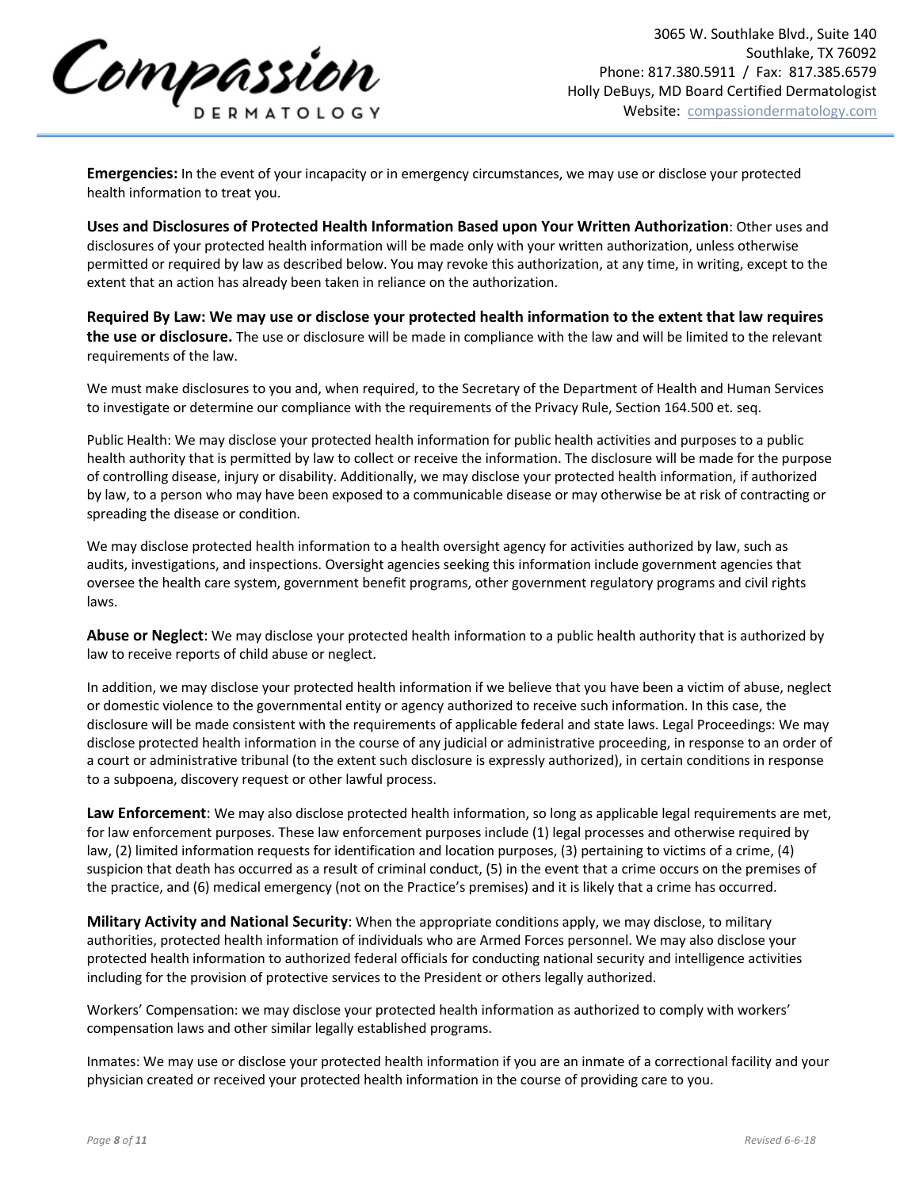**Emergencies:** In the event of your incapacity or in emergency circumstances, we may use or disclose your protected health information to treat you.

**Uses and Disclosures of Protected Health Information Based upon Your Written Authorization**: Other uses and disclosures of your protected health information will be made only with your written authorization, unless otherwise permitted or required by law as described below. You may revoke this authorization, at any time, in writing, except to the extent that an action has already been taken in reliance on the authorization.

**Required By Law: We may use or disclose your protected health information to the extent that law requires the use or disclosure.** The use or disclosure will be made in compliance with the law and will be limited to the relevant requirements of the law.

We must make disclosures to you and, when required, to the Secretary of the Department of Health and Human Services to investigate or determine our compliance with the requirements of the Privacy Rule, Section 164.500 et. seq.

Public Health: We may disclose your protected health information for public health activities and purposes to a public health authority that is permitted by law to collect or receive the information. The disclosure will be made for the purpose of controlling disease, injury or disability. Additionally, we may disclose your protected health information, if authorized by law, to a person who may have been exposed to a communicable disease or may otherwise be at risk of contracting or spreading the disease or condition.

We may disclose protected health information to a health oversight agency for activities authorized by law, such as audits, investigations, and inspections. Oversight agencies seeking this information include government agencies that oversee the health care system, government benefit programs, other government regulatory programs and civil rights laws.

**Abuse or Neglect**: We may disclose your protected health information to a public health authority that is authorized by law to receive reports of child abuse or neglect.

In addition, we may disclose your protected health information if we believe that you have been a victim of abuse, neglect or domestic violence to the governmental entity or agency authorized to receive such information. In this case, the disclosure will be made consistent with the requirements of applicable federal and state laws. Legal Proceedings: We may disclose protected health information in the course of any judicial or administrative proceeding, in response to an order of a court or administrative tribunal (to the extent such disclosure is expressly authorized), in certain conditions in response to a subpoena, discovery request or other lawful process.

**Law Enforcement**: We may also disclose protected health information, so long as applicable legal requirements are met, for law enforcement purposes. These law enforcement purposes include (1) legal processes and otherwise required by law, (2) limited information requests for identification and location purposes, (3) pertaining to victims of a crime, (4) suspicion that death has occurred as a result of criminal conduct, (5) in the event that a crime occurs on the premises of the practice, and (6) medical emergency (not on the Practice's premises) and it is likely that a crime has occurred.

**Military Activity and National Security**: When the appropriate conditions apply, we may disclose, to military authorities, protected health information of individuals who are Armed Forces personnel. We may also disclose your protected health information to authorized federal officials for conducting national security and intelligence activities including for the provision of protective services to the President or others legally authorized.

Workers' Compensation: we may disclose your protected health information as authorized to comply with workers' compensation laws and other similar legally established programs.

Inmates: We may use or disclose your protected health information if you are an inmate of a correctional facility and your physician created or received your protected health information in the course of providing care to you.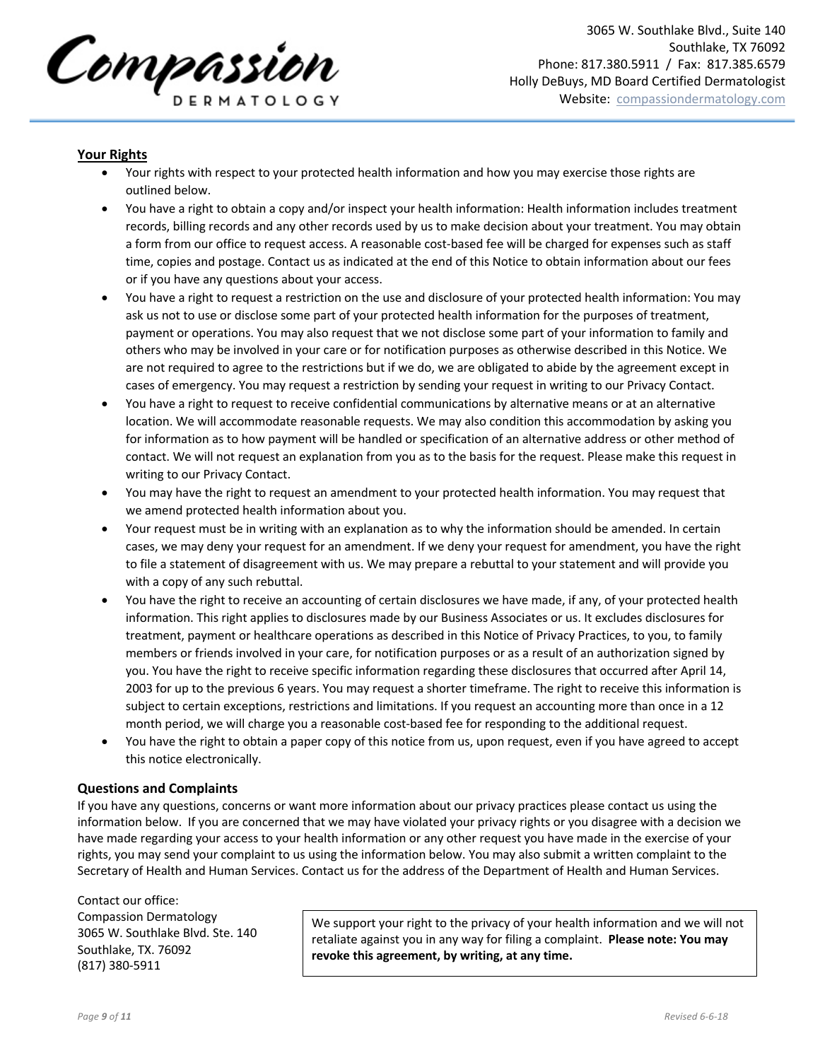## Your Rights

- Your rights with respect to your protected health information and how you may exercise those rights are outlined below.
- You have a right to obtain a copy and/or inspect your health information: Health information includes treatment records, billing records and any other records used by us to make decision about your treatment. You may obtain a form from our office to request access. A reasonable cost-based fee will be charged for expenses such as staff time, copies and postage. Contact us as indicated at the end of this Notice to obtain information about our fees or if you have any questions about your access.
- You have a right to request a restriction on the use and disclosure of your protected health information: You may ask us not to use or disclose some part of your protected health information for the purposes of treatment, payment or operations. You may also request that we not disclose some part of your information to family and others who may be involved in your care or for notification purposes as otherwise described in this Notice. We are not required to agree to the restrictions but if we do, we are obligated to abide by the agreement except in cases of emergency. You may request a restriction by sending your request in writing to our Privacy Contact.
- You have a right to request to receive confidential communications by alternative means or at an alternative location. We will accommodate reasonable requests. We may also condition this accommodation by asking you for information as to how payment will be handled or specification of an alternative address or other method of contact. We will not request an explanation from you as to the basis for the request. Please make this request in writing to our Privacy Contact.
- You may have the right to request an amendment to your protected health information. You may request that we amend protected health information about you.
- Your request must be in writing with an explanation as to why the information should be amended. In certain cases, we may deny your request for an amendment. If we deny your request for amendment, you have the right to file a statement of disagreement with us. We may prepare a rebuttal to your statement and will provide you with a copy of any such rebuttal.
- You have the right to receive an accounting of certain disclosures we have made, if any, of your protected health information. This right applies to disclosures made by our Business Associates or us. It excludes disclosures for treatment, payment or healthcare operations as described in this Notice of Privacy Practices, to you, to family members or friends involved in your care, for notification purposes or as a result of an authorization signed by you. You have the right to receive specific information regarding these disclosures that occurred after April 14, 2003 for up to the previous 6 years. You may request a shorter timeframe. The right to receive this information is subject to certain exceptions, restrictions and limitations. If you request an accounting more than once in a 12 month period, we will charge you a reasonable cost-based fee for responding to the additional request.
- You have the right to obtain a paper copy of this notice from us, upon request, even if you have agreed to accept this notice electronically.

### Questions and Complaints

If you have any questions, concerns or want more information about our privacy practices please contact us using the information below. If you are concerned that we may have violated your privacy rights or you disagree with a decision we have made regarding your access to your health information or any other request you have made in the exercise of your rights, you may send your complaint to us using the information below. You may also submit a written complaint to the Secretary of Health and Human Services. Contact us for the address of the Department of Health and Human Services.

Contact our office:
Compassion Dermatology
3065 W. Southlake Blvd. Ste. 140
Southlake, TX. 76092
(817) 380-5911

We support your right to the privacy of your health information and we will not retaliate against you in any way for filing a complaint. **Please note: You may revoke this agreement, by writing, at any time.**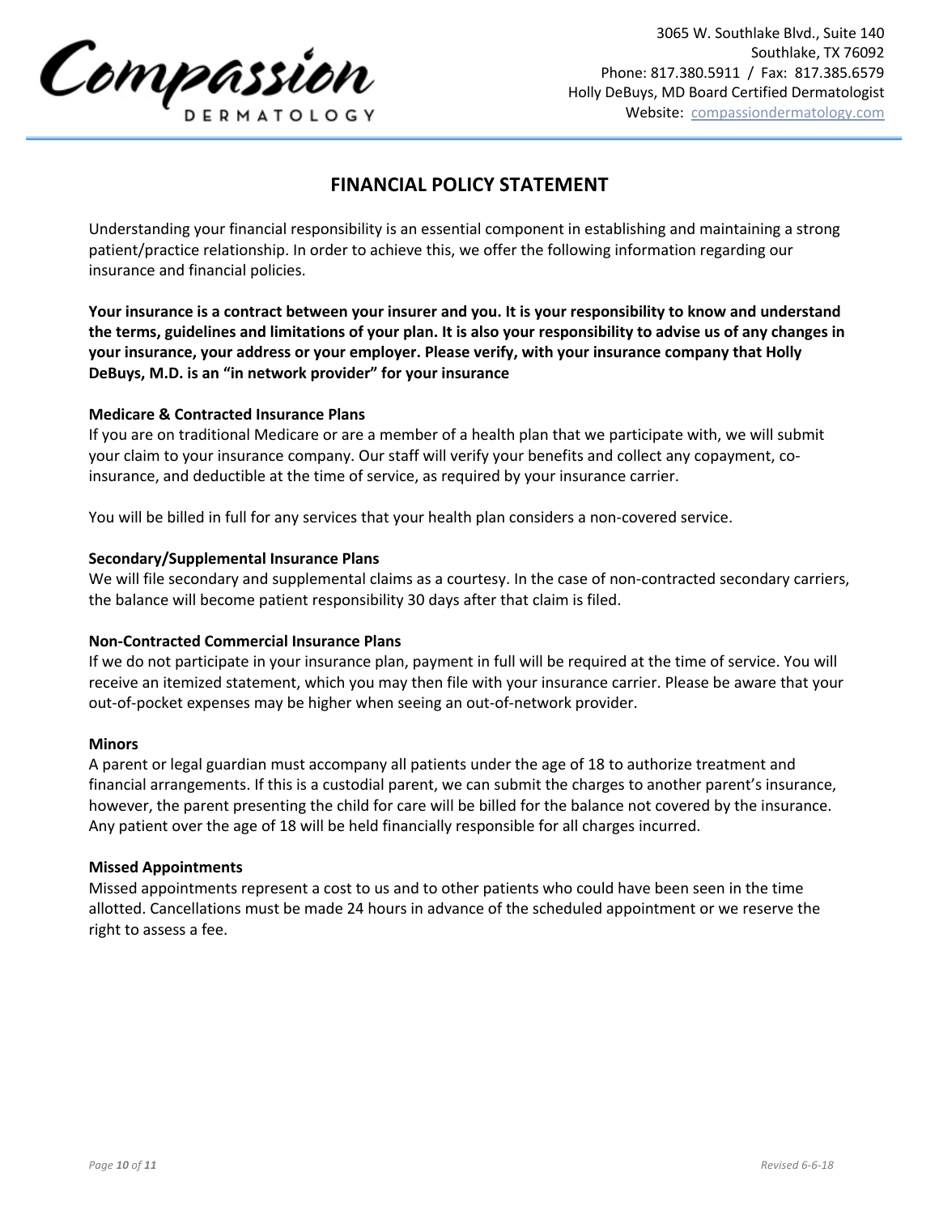Compassion DERMATOLOGY

3065 W. Southlake Blvd., Suite 140
Southlake, TX 76092
Phone: 817.380.5911 / Fax: 817.385.6579
Holly DeBuys, MD Board Certified Dermatologist
Website: compassiondermatology.com

# FINANCIAL POLICY STATEMENT

Understanding your financial responsibility is an essential component in establishing and maintaining a strong patient/practice relationship. In order to achieve this, we offer the following information regarding our insurance and financial policies.

**Your insurance is a contract between your insurer and you. It is your responsibility to know and understand the terms, guidelines and limitations of your plan. It is also your responsibility to advise us of any changes in your insurance, your address or your employer. Please verify, with your insurance company that Holly DeBuys, M.D. is an "in network provider" for your insurance**

**Medicare & Contracted Insurance Plans**
If you are on traditional Medicare or are a member of a health plan that we participate with, we will submit your claim to your insurance company. Our staff will verify your benefits and collect any copayment, co-insurance, and deductible at the time of service, as required by your insurance carrier.

You will be billed in full for any services that your health plan considers a non-covered service.

**Secondary/Supplemental Insurance Plans**
We will file secondary and supplemental claims as a courtesy. In the case of non-contracted secondary carriers, the balance will become patient responsibility 30 days after that claim is filed.

**Non-Contracted Commercial Insurance Plans**
If we do not participate in your insurance plan, payment in full will be required at the time of service. You will receive an itemized statement, which you may then file with your insurance carrier. Please be aware that your out-of-pocket expenses may be higher when seeing an out-of-network provider.

**Minors**
A parent or legal guardian must accompany all patients under the age of 18 to authorize treatment and financial arrangements. If this is a custodial parent, we can submit the charges to another parent's insurance, however, the parent presenting the child for care will be billed for the balance not covered by the insurance. Any patient over the age of 18 will be held financially responsible for all charges incurred.

**Missed Appointments**
Missed appointments represent a cost to us and to other patients who could have been seen in the time allotted. Cancellations must be made 24 hours in advance of the scheduled appointment or we reserve the right to assess a fee.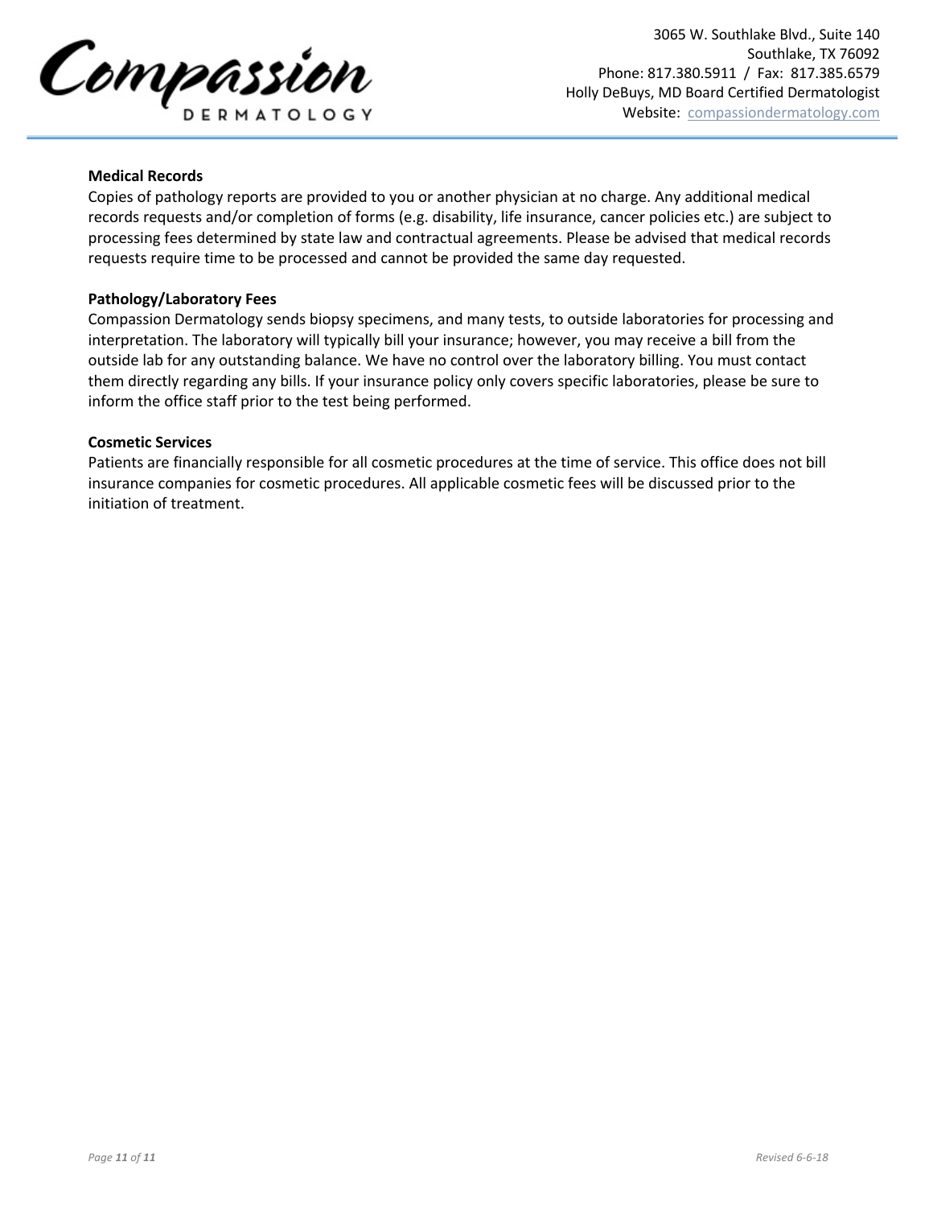### Medical Records

Copies of pathology reports are provided to you or another physician at no charge. Any additional medical records requests and/or completion of forms (e.g. disability, life insurance, cancer policies etc.) are subject to processing fees determined by state law and contractual agreements. Please be advised that medical records requests require time to be processed and cannot be provided the same day requested.

### Pathology/Laboratory Fees

Compassion Dermatology sends biopsy specimens, and many tests, to outside laboratories for processing and interpretation. The laboratory will typically bill your insurance; however, you may receive a bill from the outside lab for any outstanding balance. We have no control over the laboratory billing. You must contact them directly regarding any bills. If your insurance policy only covers specific laboratories, please be sure to inform the office staff prior to the test being performed.

### Cosmetic Services

Patients are financially responsible for all cosmetic procedures at the time of service. This office does not bill insurance companies for cosmetic procedures. All applicable cosmetic fees will be discussed prior to the initiation of treatment.